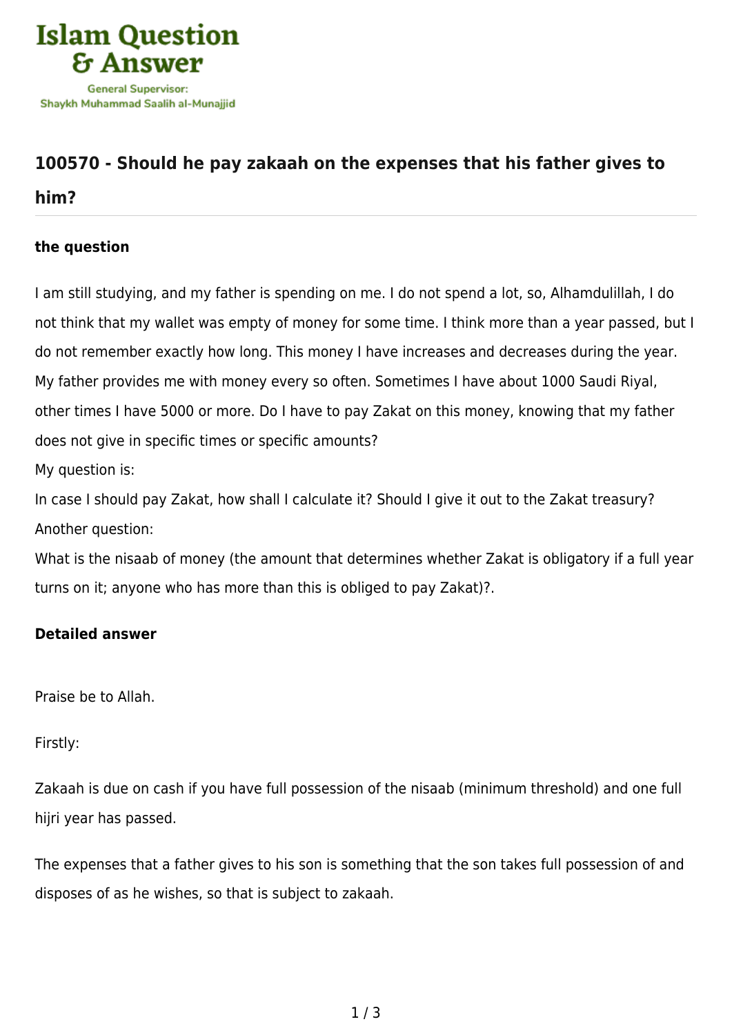# 100570 - Should he pay zakaah on the expenses that his father gives to him?

### the question

I am still studying, and my father is spending on me. I do not spend a lot, so, Alhamdulillah, I do not think that my wallet was empty of money for some time. I think more than a year passed, but I do not remember exactly how long. This money I have increases and decreases during the year. My father provides me with money every so often. Sometimes I have about 1000 Saudi Riyal, other times I have 5000 or more. Do I have to pay Zakat on this money, knowing that my father does not give in specific times or specific amounts?

My question is:

In case I should pay Zakat, how shall I calculate it? Should I give it out to the Zakat treasury?

Another question:

What is the nisaab of money (the amount that determines whether Zakat is obligatory if a full year turns on it; anyone who has more than this is obliged to pay Zakat)?.

### Detailed answer

Praise be to Allah.

Firstly:

Zakaah is due on cash if you have full possession of the nisaab (minimum threshold) and one full hijri year has passed.

The expenses that a father gives to his son is something that the son takes full possession of and disposes of as he wishes, so that is subject to zakaah.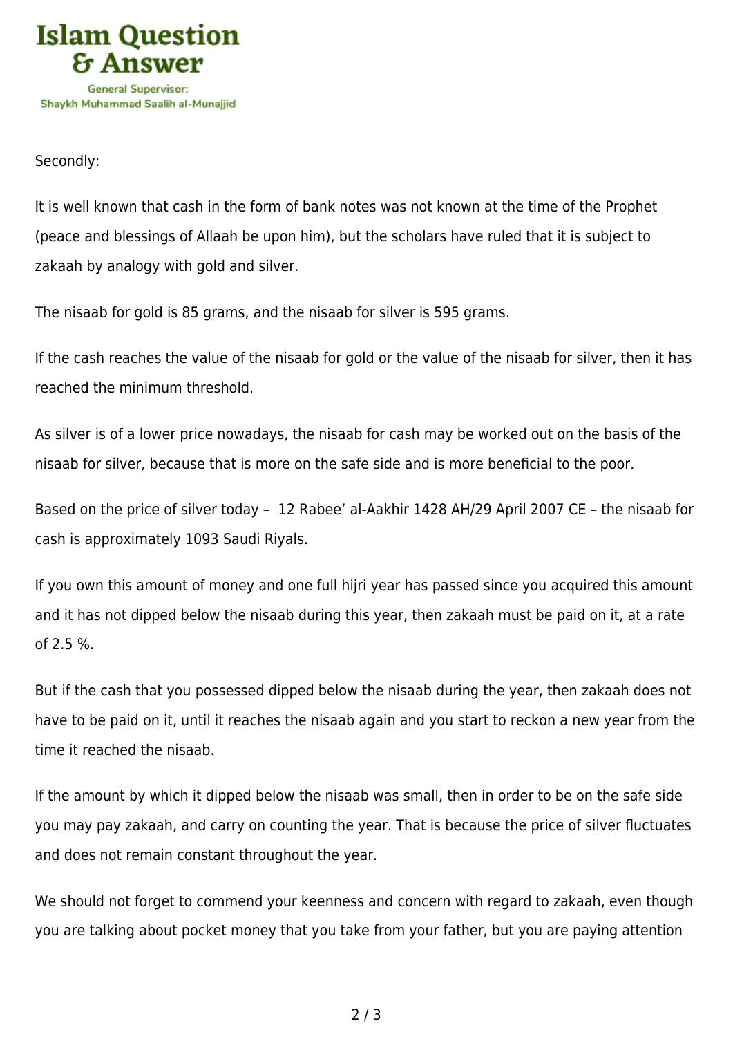Secondly:

It is well known that cash in the form of bank notes was not known at the time of the Prophet (peace and blessings of Allaah be upon him), but the scholars have ruled that it is subject to zakaah by analogy with gold and silver.

The nisaab for gold is 85 grams, and the nisaab for silver is 595 grams.

If the cash reaches the value of the nisaab for gold or the value of the nisaab for silver, then it has reached the minimum threshold.

As silver is of a lower price nowadays, the nisaab for cash may be worked out on the basis of the nisaab for silver, because that is more on the safe side and is more beneficial to the poor.

Based on the price of silver today – 12 Rabee' al-Aakhir 1428 AH/29 April 2007 CE – the nisaab for cash is approximately 1093 Saudi Riyals.

If you own this amount of money and one full hijri year has passed since you acquired this amount and it has not dipped below the nisaab during this year, then zakaah must be paid on it, at a rate of 2.5 %.

But if the cash that you possessed dipped below the nisaab during the year, then zakaah does not have to be paid on it, until it reaches the nisaab again and you start to reckon a new year from the time it reached the nisaab.

If the amount by which it dipped below the nisaab was small, then in order to be on the safe side you may pay zakaah, and carry on counting the year. That is because the price of silver fluctuates and does not remain constant throughout the year.

We should not forget to commend your keenness and concern with regard to zakaah, even though you are talking about pocket money that you take from your father, but you are paying attention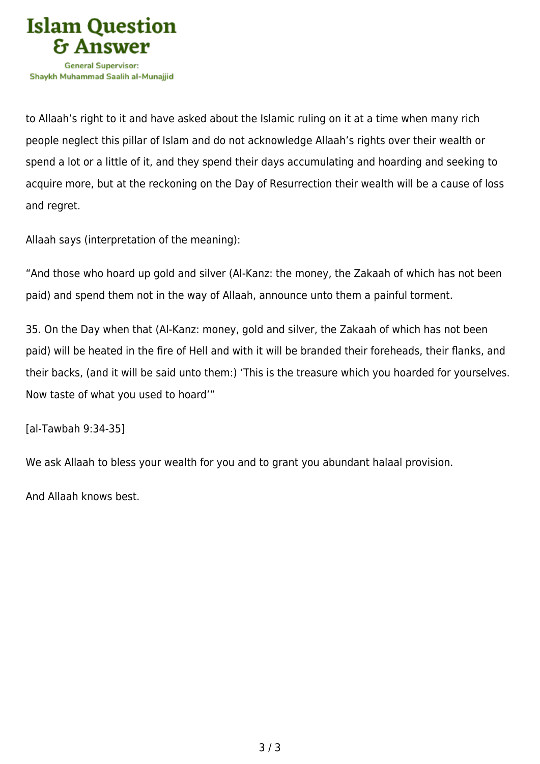to Allaah's right to it and have asked about the Islamic ruling on it at a time when many rich people neglect this pillar of Islam and do not acknowledge Allaah's rights over their wealth or spend a lot or a little of it, and they spend their days accumulating and hoarding and seeking to acquire more, but at the reckoning on the Day of Resurrection their wealth will be a cause of loss and regret.

Allaah says (interpretation of the meaning):

"And those who hoard up gold and silver (Al-Kanz: the money, the Zakaah of which has not been paid) and spend them not in the way of Allaah, announce unto them a painful torment.

35. On the Day when that (Al-Kanz: money, gold and silver, the Zakaah of which has not been paid) will be heated in the fire of Hell and with it will be branded their foreheads, their flanks, and their backs, (and it will be said unto them:) 'This is the treasure which you hoarded for yourselves. Now taste of what you used to hoard'"

[al-Tawbah 9:34-35]

We ask Allaah to bless your wealth for you and to grant you abundant halaal provision.

And Allaah knows best.